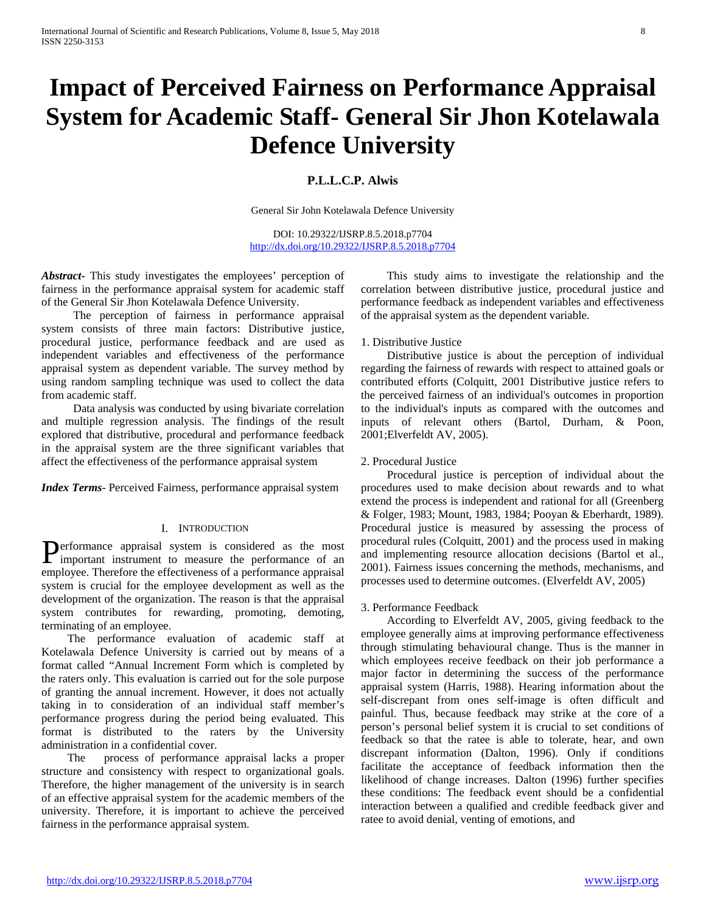# Impact of Perceived Fairness on Performance Appraisal System for Academic Staff- General Sir Jhon Kotelawala Defence University

**P.L.L.C.P. Alwis**

General Sir John Kotelawala Defence University

DOI: 10.29322/IJSRP.8.5.2018.p7704
http://dx.doi.org/10.29322/IJSRP.8.5.2018.p7704

***Abstract-*** This study investigates the employees' perception of fairness in the performance appraisal system for academic staff of the General Sir Jhon Kotelawala Defence University.

The perception of fairness in performance appraisal system consists of three main factors: Distributive justice, procedural justice, performance feedback and are used as independent variables and effectiveness of the performance appraisal system as dependent variable. The survey method by using random sampling technique was used to collect the data from academic staff.

Data analysis was conducted by using bivariate correlation and multiple regression analysis. The findings of the result explored that distributive, procedural and performance feedback in the appraisal system are the three significant variables that affect the effectiveness of the performance appraisal system

***Index Terms-*** Perceived Fairness, performance appraisal system

## I. Introduction

Performance appraisal system is considered as the most important instrument to measure the performance of an employee. Therefore the effectiveness of a performance appraisal system is crucial for the employee development as well as the development of the organization. The reason is that the appraisal system contributes for rewarding, promoting, demoting, terminating of an employee.

The performance evaluation of academic staff at Kotelawala Defence University is carried out by means of a format called "Annual Increment Form which is completed by the raters only. This evaluation is carried out for the sole purpose of granting the annual increment. However, it does not actually taking in to consideration of an individual staff member's performance progress during the period being evaluated. This format is distributed to the raters by the University administration in a confidential cover.

The process of performance appraisal lacks a proper structure and consistency with respect to organizational goals. Therefore, the higher management of the university is in search of an effective appraisal system for the academic members of the university. Therefore, it is important to achieve the perceived fairness in the performance appraisal system.

This study aims to investigate the relationship and the correlation between distributive justice, procedural justice and performance feedback as independent variables and effectiveness of the appraisal system as the dependent variable.

1. Distributive Justice

Distributive justice is about the perception of individual regarding the fairness of rewards with respect to attained goals or contributed efforts (Colquitt, 2001 Distributive justice refers to the perceived fairness of an individual's outcomes in proportion to the individual's inputs as compared with the outcomes and inputs of relevant others (Bartol, Durham, & Poon, 2001;Elverfeldt AV, 2005).

2. Procedural Justice

Procedural justice is perception of individual about the procedures used to make decision about rewards and to what extend the process is independent and rational for all (Greenberg & Folger, 1983; Mount, 1983, 1984; Pooyan & Eberhardt, 1989). Procedural justice is measured by assessing the process of procedural rules (Colquitt, 2001) and the process used in making and implementing resource allocation decisions (Bartol et al., 2001). Fairness issues concerning the methods, mechanisms, and processes used to determine outcomes. (Elverfeldt AV, 2005)

3. Performance Feedback

According to Elverfeldt AV, 2005, giving feedback to the employee generally aims at improving performance effectiveness through stimulating behavioural change. Thus is the manner in which employees receive feedback on their job performance a major factor in determining the success of the performance appraisal system (Harris, 1988). Hearing information about the self-discrepant from ones self-image is often difficult and painful. Thus, because feedback may strike at the core of a person's personal belief system it is crucial to set conditions of feedback so that the ratee is able to tolerate, hear, and own discrepant information (Dalton, 1996). Only if conditions facilitate the acceptance of feedback information then the likelihood of change increases. Dalton (1996) further specifies these conditions: The feedback event should be a confidential interaction between a qualified and credible feedback giver and ratee to avoid denial, venting of emotions, and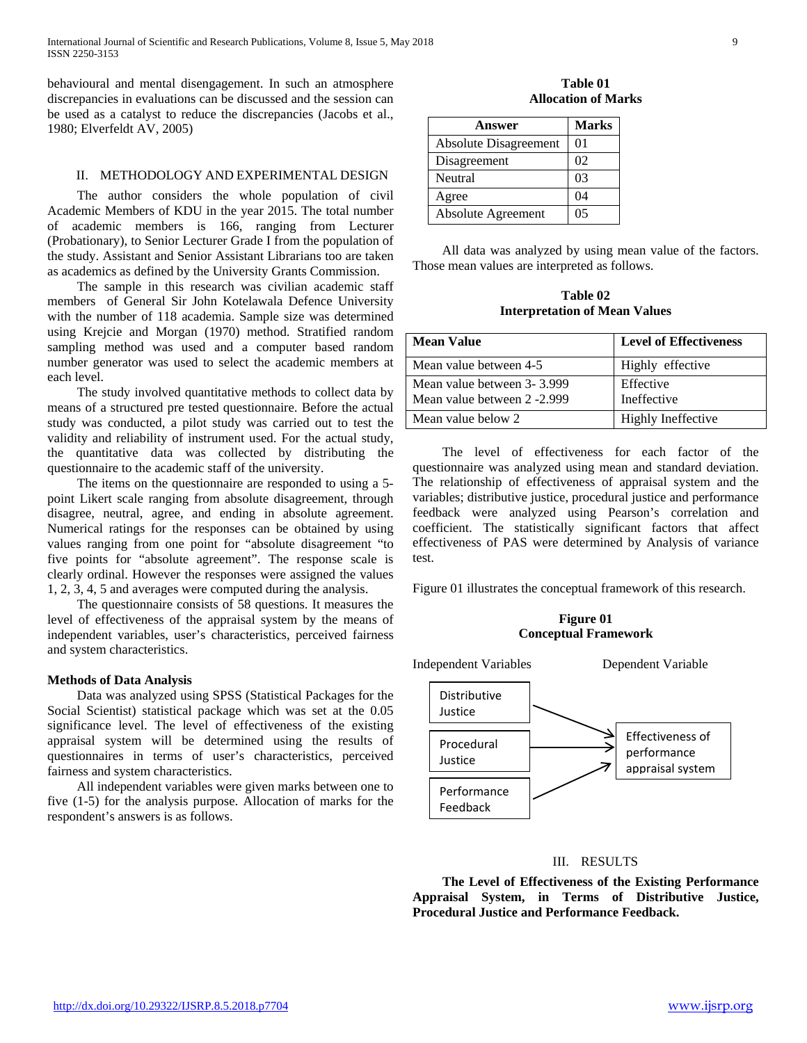behavioural and mental disengagement. In such an atmosphere discrepancies in evaluations can be discussed and the session can be used as a catalyst to reduce the discrepancies (Jacobs et al., 1980; Elverfeldt AV, 2005)

## II. METHODOLOGY AND EXPERIMENTAL DESIGN

The author considers the whole population of civil Academic Members of KDU in the year 2015. The total number of academic members is 166, ranging from Lecturer (Probationary), to Senior Lecturer Grade I from the population of the study. Assistant and Senior Assistant Librarians too are taken as academics as defined by the University Grants Commission.

The sample in this research was civilian academic staff members of General Sir John Kotelawala Defence University with the number of 118 academia. Sample size was determined using Krejcie and Morgan (1970) method. Stratified random sampling method was used and a computer based random number generator was used to select the academic members at each level.

The study involved quantitative methods to collect data by means of a structured pre tested questionnaire. Before the actual study was conducted, a pilot study was carried out to test the validity and reliability of instrument used. For the actual study, the quantitative data was collected by distributing the questionnaire to the academic staff of the university.

The items on the questionnaire are responded to using a 5-point Likert scale ranging from absolute disagreement, through disagree, neutral, agree, and ending in absolute agreement. Numerical ratings for the responses can be obtained by using values ranging from one point for "absolute disagreement "to five points for "absolute agreement". The response scale is clearly ordinal. However the responses were assigned the values 1, 2, 3, 4, 5 and averages were computed during the analysis.

The questionnaire consists of 58 questions. It measures the level of effectiveness of the appraisal system by the means of independent variables, user's characteristics, perceived fairness and system characteristics.

**Methods of Data Analysis**

Data was analyzed using SPSS (Statistical Packages for the Social Scientist) statistical package which was set at the 0.05 significance level. The level of effectiveness of the existing appraisal system will be determined using the results of questionnaires in terms of user's characteristics, perceived fairness and system characteristics.

All independent variables were given marks between one to five (1-5) for the analysis purpose. Allocation of marks for the respondent's answers is as follows.

**Table 01**
**Allocation of Marks**

| Answer | Marks |
|---|---|
| Absolute Disagreement | 01 |
| Disagreement | 02 |
| Neutral | 03 |
| Agree | 04 |
| Absolute Agreement | 05 |

All data was analyzed by using mean value of the factors. Those mean values are interpreted as follows.

**Table 02**
**Interpretation of Mean Values**

| Mean Value | Level of Effectiveness |
|---|---|
| Mean value between 4-5 | Highly effective |
| Mean value between 3- 3.999 | Effective |
| Mean value between 2 -2.999 | Ineffective |
| Mean value below 2 | Highly Ineffective |

The level of effectiveness for each factor of the questionnaire was analyzed using mean and standard deviation. The relationship of effectiveness of appraisal system and the variables; distributive justice, procedural justice and performance feedback were analyzed using Pearson's correlation and coefficient. The statistically significant factors that affect effectiveness of PAS were determined by Analysis of variance test.

Figure 01 illustrates the conceptual framework of this research.

**Figure 01**
**Conceptual Framework**

Independent Variables — Dependent Variable

Distributive Justice → Effectiveness of performance appraisal system
Procedural Justice → Effectiveness of performance appraisal system
Performance Feedback → Effectiveness of performance appraisal system

## III. RESULTS

**The Level of Effectiveness of the Existing Performance Appraisal System, in Terms of Distributive Justice, Procedural Justice and Performance Feedback.**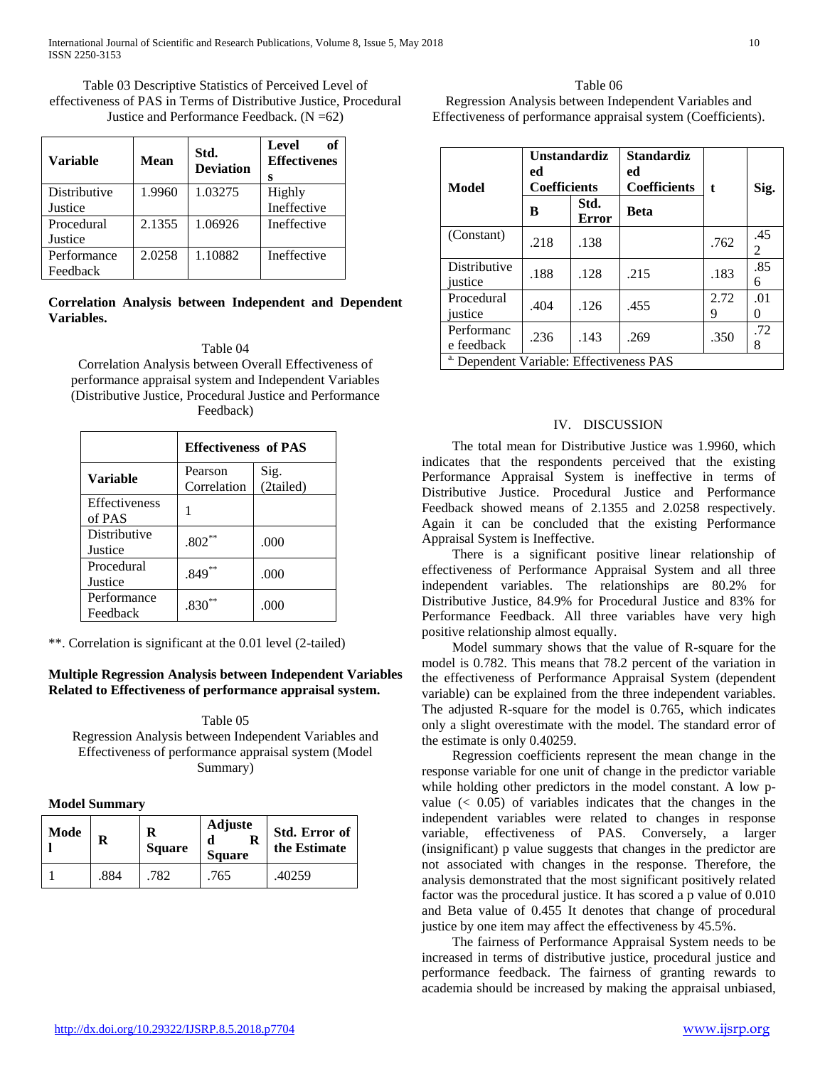Table 03 Descriptive Statistics of Perceived Level of effectiveness of PAS in Terms of Distributive Justice, Procedural Justice and Performance Feedback. (N =62)

| Variable | Mean | Std. Deviation | Level of Effectiveness |
|---|---|---|---|
| Distributive Justice | 1.9960 | 1.03275 | Highly Ineffective |
| Procedural Justice | 2.1355 | 1.06926 | Ineffective |
| Performance Feedback | 2.0258 | 1.10882 | Ineffective |

**Correlation Analysis between Independent and Dependent Variables.**

Table 04
Correlation Analysis between Overall Effectiveness of performance appraisal system and Independent Variables (Distributive Justice, Procedural Justice and Performance Feedback)

| | Effectiveness of PAS | |
|---|---|---|
| **Variable** | Pearson Correlation | Sig. (2tailed) |
| Effectiveness of PAS | 1 | |
| Distributive Justice | .802** | .000 |
| Procedural Justice | .849** | .000 |
| Performance Feedback | .830** | .000 |

**. Correlation is significant at the 0.01 level (2-tailed)

**Multiple Regression Analysis between Independent Variables Related to Effectiveness of performance appraisal system.**

Table 05
Regression Analysis between Independent Variables and Effectiveness of performance appraisal system (Model Summary)

**Model Summary**

| Model | R | R Square | Adjusted R Square | Std. Error of the Estimate |
|---|---|---|---|---|
| 1 | .884 | .782 | .765 | .40259 |

Table 06
Regression Analysis between Independent Variables and Effectiveness of performance appraisal system (Coefficients).

| Model | Unstandardized Coefficients | | Standardized Coefficients | t | Sig. |
|---|---|---|---|---|---|
| | B | Std. Error | Beta | | |
| (Constant) | .218 | .138 | | .762 | .452 |
| Distributive justice | .188 | .128 | .215 | .183 | .856 |
| Procedural justice | .404 | .126 | .455 | 2.729 | .010 |
| Performance feedback | .236 | .143 | .269 | .350 | .728 |

a. Dependent Variable: Effectiveness PAS

## IV. DISCUSSION

The total mean for Distributive Justice was 1.9960, which indicates that the respondents perceived that the existing Performance Appraisal System is ineffective in terms of Distributive Justice. Procedural Justice and Performance Feedback showed means of 2.1355 and 2.0258 respectively. Again it can be concluded that the existing Performance Appraisal System is Ineffective.

There is a significant positive linear relationship of effectiveness of Performance Appraisal System and all three independent variables. The relationships are 80.2% for Distributive Justice, 84.9% for Procedural Justice and 83% for Performance Feedback. All three variables have very high positive relationship almost equally.

Model summary shows that the value of R-square for the model is 0.782. This means that 78.2 percent of the variation in the effectiveness of Performance Appraisal System (dependent variable) can be explained from the three independent variables. The adjusted R-square for the model is 0.765, which indicates only a slight overestimate with the model. The standard error of the estimate is only 0.40259.

Regression coefficients represent the mean change in the response variable for one unit of change in the predictor variable while holding other predictors in the model constant. A low p-value (< 0.05) of variables indicates that the changes in the independent variables were related to changes in response variable, effectiveness of PAS. Conversely, a larger (insignificant) p value suggests that changes in the predictor are not associated with changes in the response. Therefore, the analysis demonstrated that the most significant positively related factor was the procedural justice. It has scored a p value of 0.010 and Beta value of 0.455 It denotes that change of procedural justice by one item may affect the effectiveness by 45.5%.

The fairness of Performance Appraisal System needs to be increased in terms of distributive justice, procedural justice and performance feedback. The fairness of granting rewards to academia should be increased by making the appraisal unbiased,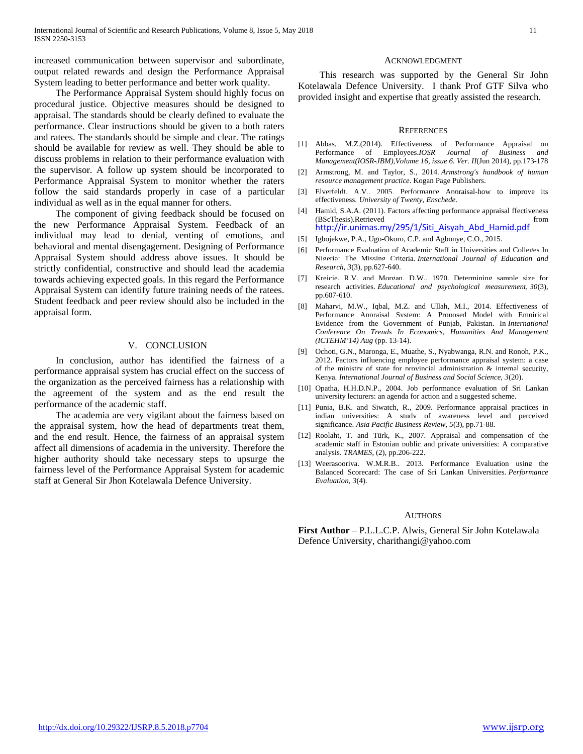increased communication between supervisor and subordinate, output related rewards and design the Performance Appraisal System leading to better performance and better work quality.

The Performance Appraisal System should highly focus on procedural justice. Objective measures should be designed to appraisal. The standards should be clearly defined to evaluate the performance. Clear instructions should be given to a both raters and ratees. The standards should be simple and clear. The ratings should be available for review as well. They should be able to discuss problems in relation to their performance evaluation with the supervisor. A follow up system should be incorporated to Performance Appraisal System to monitor whether the raters follow the said standards properly in case of a particular individual as well as in the equal manner for others.

The component of giving feedback should be focused on the new Performance Appraisal System. Feedback of an individual may lead to denial, venting of emotions, and behavioral and mental disengagement. Designing of Performance Appraisal System should address above issues. It should be strictly confidential, constructive and should lead the academia towards achieving expected goals. In this regard the Performance Appraisal System can identify future training needs of the ratees. Student feedback and peer review should also be included in the appraisal form.

## V. Conclusion

In conclusion, author has identified the fairness of a performance appraisal system has crucial effect on the success of the organization as the perceived fairness has a relationship with the agreement of the system and as the end result the performance of the academic staff.

The academia are very vigilant about the fairness based on the appraisal system, how the head of departments treat them, and the end result. Hence, the fairness of an appraisal system affect all dimensions of academia in the university. Therefore the higher authority should take necessary steps to upsurge the fairness level of the Performance Appraisal System for academic staff at General Sir Jhon Kotelawala Defence University.

## Acknowledgment

This research was supported by the General Sir John Kotelawala Defence University. I thank Prof GTF Silva who provided insight and expertise that greatly assisted the research.

## References

[1] Abbas, M.Z.(2014). Effectiveness of Performance Appraisal on Performance of Employees.*IOSR Journal of Business and Management(IOSR-JBM),Volume 16, issue 6. Ver. II*(Jun 2014), pp.173-178

[2] Armstrong, M. and Taylor, S., 2014. *Armstrong's handbook of human resource management practice*. Kogan Page Publishers.

[3] Elverfeldt, A.V., 2005. Performance Appraisal-how to improve its effectiveness. *University of Twenty, Enschede*.

[4] Hamid, S.A.A. (2011). Factors affecting performance appraisal ffectiveness (BScThesis).Retrieved from http://ir.unimas.my/295/1/Siti_Aisyah_Abd_Hamid.pdf

[5] Igbojekwe, P.A., Ugo-Okoro, C.P. and Agbonye, C.O., 2015.

[6] Performance Evaluation of Academic Staff in Universities and Colleges In Nigeria: The Missing Criteria. *International Journal of Education and Research*, *3*(3), pp.627-640.

[7] Krejcie, R.V. and Morgan, D.W., 1970. Determining sample size for research activities. *Educational and psychological measurement*, *30*(3), pp.607-610.

[8] Maharvi, M.W., Iqbal, M.Z. and Ullah, M.I., 2014. Effectiveness of Performance Appraisal System: A Proposed Model with Empirical Evidence from the Government of Punjab, Pakistan. In *International Conference On Trends In Economics, Humanities And Management (ICTEHM'14) Aug* (pp. 13-14).

[9] Ochoti, G.N., Maronga, E., Muathe, S., Nyabwanga, R.N. and Ronoh, P.K., 2012. Factors influencing employee performance appraisal system: a case of the ministry of state for provincial administration & internal security, Kenya. *International Journal of Business and Social Science*, *3*(20).

[10] Opatha, H.H.D.N.P., 2004. Job performance evaluation of Sri Lankan university lecturers: an agenda for action and a suggested scheme.

[11] Punia, B.K. and Siwatch, R., 2009. Performance appraisal practices in indian universities: A study of awareness level and perceived significance. *Asia Pacific Business Review*, *5*(3), pp.71-88.

[12] Roolaht, T. and Türk, K., 2007. Appraisal and compensation of the academic staff in Estonian public and private universities: A comparative analysis. *TRAMES*, (2), pp.206-222.

[13] Weerasooriya, W.M.R.B., 2013. Performance Evaluation using the Balanced Scorecard: The case of Sri Lankan Universities. *Performance Evaluation*, *3*(4).

## Authors

**First Author** – P.L.L.C.P. Alwis, General Sir John Kotelawala Defence University, charithangi@yahoo.com